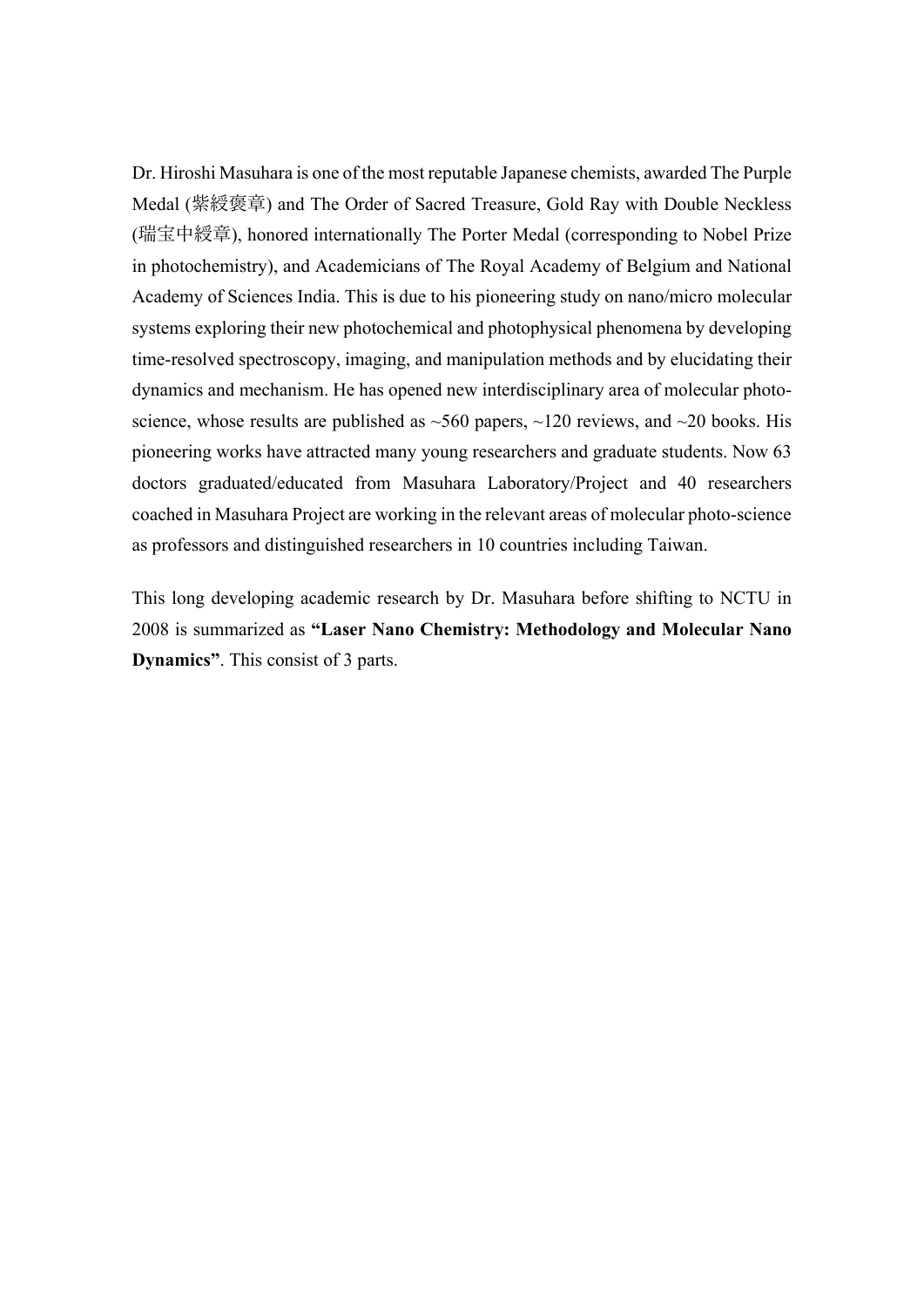Dr. Hiroshi Masuhara is one of the most reputable Japanese chemists, awarded The Purple Medal (紫綬褒章) and The Order of Sacred Treasure, Gold Ray with Double Neckless (瑞宝中綬章), honored internationally The Porter Medal (corresponding to Nobel Prize in photochemistry), and Academicians of The Royal Academy of Belgium and National Academy of Sciences India. This is due to his pioneering study on nano/micro molecular systems exploring their new photochemical and photophysical phenomena by developing time-resolved spectroscopy, imaging, and manipulation methods and by elucidating their dynamics and mechanism. He has opened new interdisciplinary area of molecular photo-science, whose results are published as ~560 papers, ~120 reviews, and ~20 books. His pioneering works have attracted many young researchers and graduate students. Now 63 doctors graduated/educated from Masuhara Laboratory/Project and 40 researchers coached in Masuhara Project are working in the relevant areas of molecular photo-science as professors and distinguished researchers in 10 countries including Taiwan.

This long developing academic research by Dr. Masuhara before shifting to NCTU in 2008 is summarized as **"Laser Nano Chemistry: Methodology and Molecular Nano Dynamics"**. This consist of 3 parts.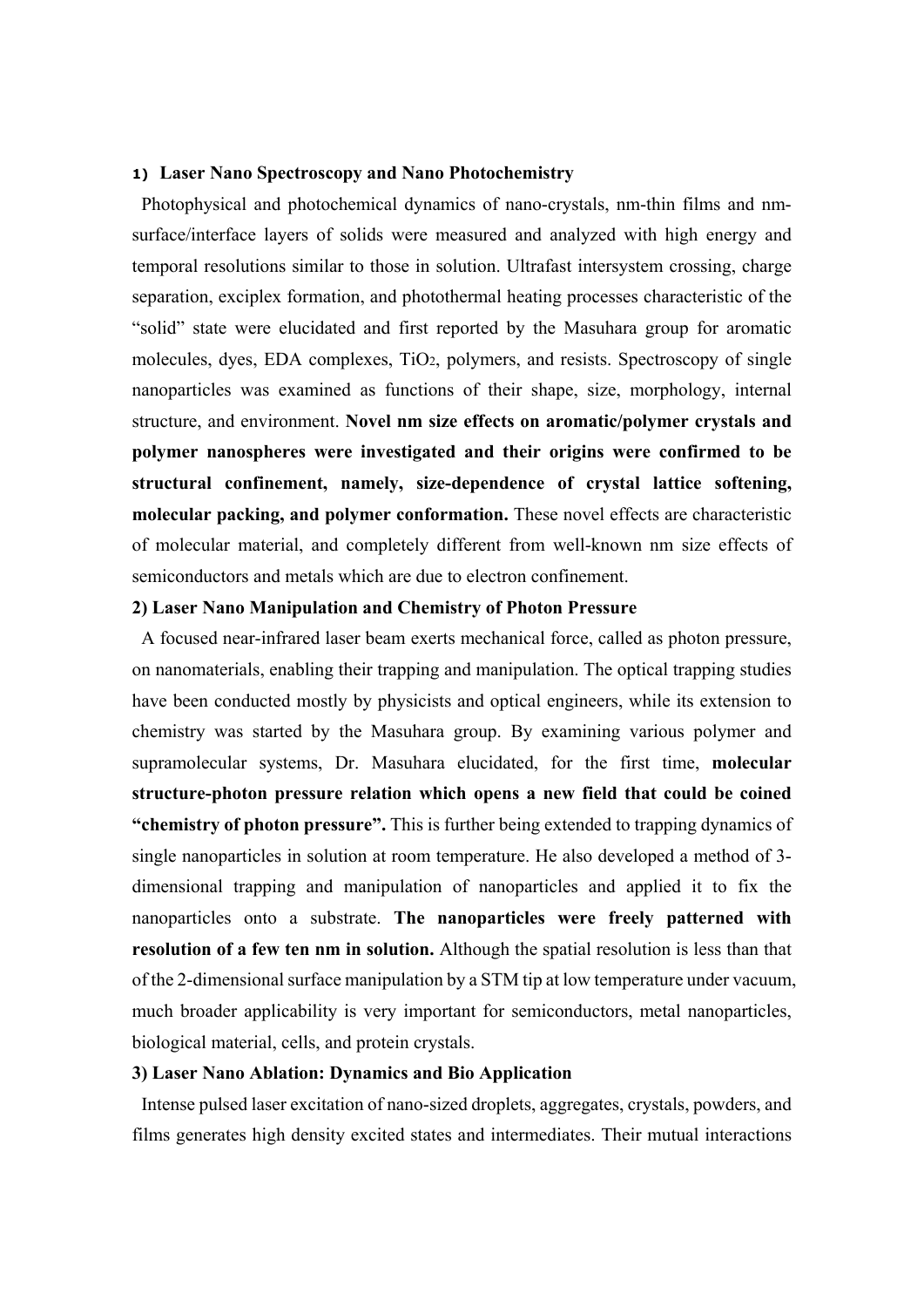### 1) Laser Nano Spectroscopy and Nano Photochemistry

Photophysical and photochemical dynamics of nano-crystals, nm-thin films and nm-surface/interface layers of solids were measured and analyzed with high energy and temporal resolutions similar to those in solution. Ultrafast intersystem crossing, charge separation, exciplex formation, and photothermal heating processes characteristic of the "solid" state were elucidated and first reported by the Masuhara group for aromatic molecules, dyes, EDA complexes, $TiO_2$, polymers, and resists. Spectroscopy of single nanoparticles was examined as functions of their shape, size, morphology, internal structure, and environment. **Novel nm size effects on aromatic/polymer crystals and polymer nanospheres were investigated and their origins were confirmed to be structural confinement, namely, size-dependence of crystal lattice softening, molecular packing, and polymer conformation.** These novel effects are characteristic of molecular material, and completely different from well-known nm size effects of semiconductors and metals which are due to electron confinement.

### 2) Laser Nano Manipulation and Chemistry of Photon Pressure

A focused near-infrared laser beam exerts mechanical force, called as photon pressure, on nanomaterials, enabling their trapping and manipulation. The optical trapping studies have been conducted mostly by physicists and optical engineers, while its extension to chemistry was started by the Masuhara group. By examining various polymer and supramolecular systems, Dr. Masuhara elucidated, for the first time, **molecular structure-photon pressure relation which opens a new field that could be coined "chemistry of photon pressure".** This is further being extended to trapping dynamics of single nanoparticles in solution at room temperature. He also developed a method of 3-dimensional trapping and manipulation of nanoparticles and applied it to fix the nanoparticles onto a substrate. **The nanoparticles were freely patterned with resolution of a few ten nm in solution.** Although the spatial resolution is less than that of the 2-dimensional surface manipulation by a STM tip at low temperature under vacuum, much broader applicability is very important for semiconductors, metal nanoparticles, biological material, cells, and protein crystals.

### 3) Laser Nano Ablation: Dynamics and Bio Application

Intense pulsed laser excitation of nano-sized droplets, aggregates, crystals, powders, and films generates high density excited states and intermediates. Their mutual interactions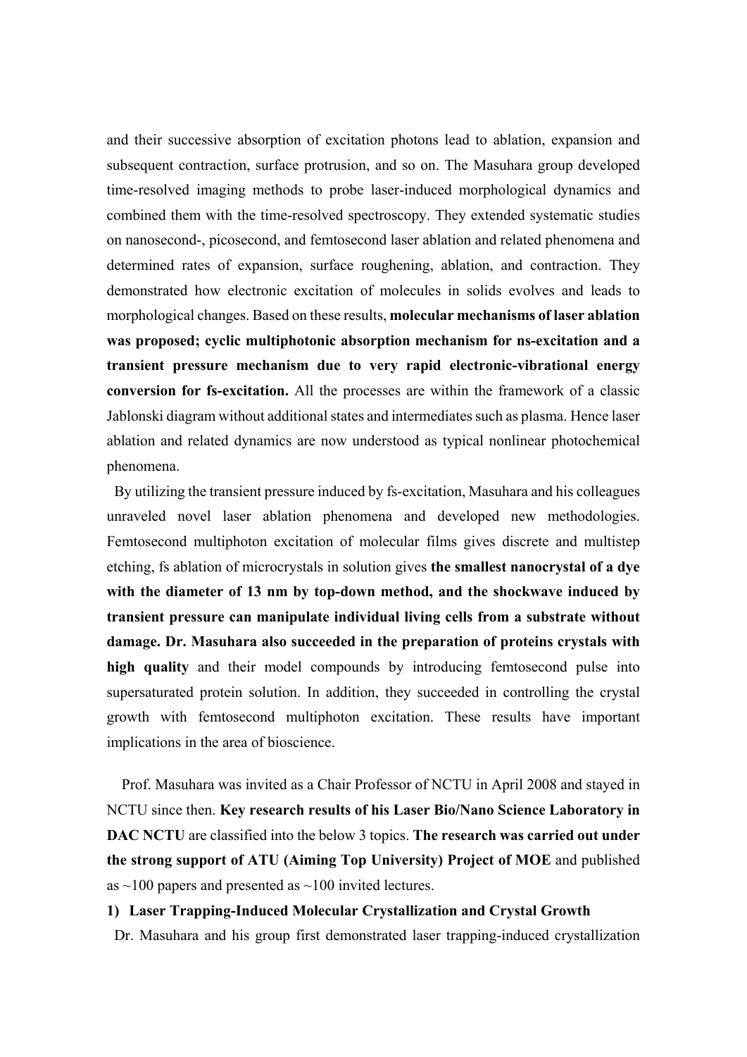and their successive absorption of excitation photons lead to ablation, expansion and subsequent contraction, surface protrusion, and so on. The Masuhara group developed time-resolved imaging methods to probe laser-induced morphological dynamics and combined them with the time-resolved spectroscopy. They extended systematic studies on nanosecond-, picosecond, and femtosecond laser ablation and related phenomena and determined rates of expansion, surface roughening, ablation, and contraction. They demonstrated how electronic excitation of molecules in solids evolves and leads to morphological changes. Based on these results, **molecular mechanisms of laser ablation was proposed; cyclic multiphotonic absorption mechanism for ns-excitation and a transient pressure mechanism due to very rapid electronic-vibrational energy conversion for fs-excitation.** All the processes are within the framework of a classic Jablonski diagram without additional states and intermediates such as plasma. Hence laser ablation and related dynamics are now understood as typical nonlinear photochemical phenomena.

By utilizing the transient pressure induced by fs-excitation, Masuhara and his colleagues unraveled novel laser ablation phenomena and developed new methodologies. Femtosecond multiphoton excitation of molecular films gives discrete and multistep etching, fs ablation of microcrystals in solution gives **the smallest nanocrystal of a dye with the diameter of 13 nm by top-down method, and the shockwave induced by transient pressure can manipulate individual living cells from a substrate without damage. Dr. Masuhara also succeeded in the preparation of proteins crystals with high quality** and their model compounds by introducing femtosecond pulse into supersaturated protein solution. In addition, they succeeded in controlling the crystal growth with femtosecond multiphoton excitation. These results have important implications in the area of bioscience.

Prof. Masuhara was invited as a Chair Professor of NCTU in April 2008 and stayed in NCTU since then. **Key research results of his Laser Bio/Nano Science Laboratory in DAC NCTU** are classified into the below 3 topics. **The research was carried out under the strong support of ATU (Aiming Top University) Project of MOE** and published as ~100 papers and presented as ~100 invited lectures.

**1) Laser Trapping-Induced Molecular Crystallization and Crystal Growth**

Dr. Masuhara and his group first demonstrated laser trapping-induced crystallization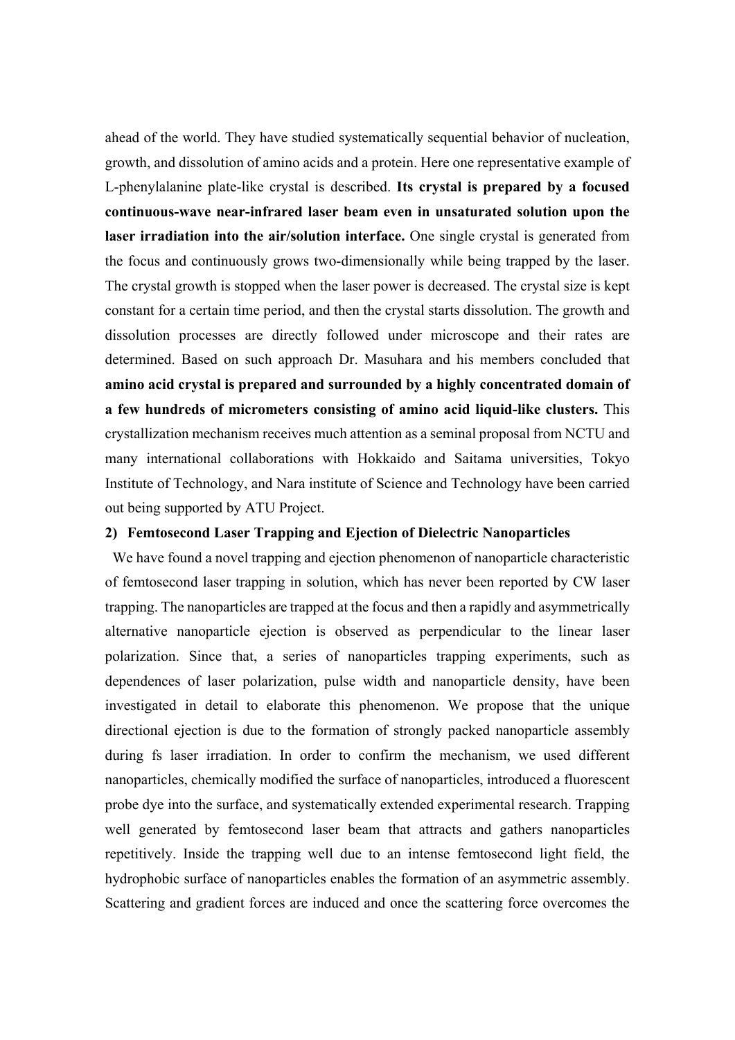ahead of the world. They have studied systematically sequential behavior of nucleation, growth, and dissolution of amino acids and a protein. Here one representative example of L-phenylalanine plate-like crystal is described. **Its crystal is prepared by a focused continuous-wave near-infrared laser beam even in unsaturated solution upon the laser irradiation into the air/solution interface.** One single crystal is generated from the focus and continuously grows two-dimensionally while being trapped by the laser. The crystal growth is stopped when the laser power is decreased. The crystal size is kept constant for a certain time period, and then the crystal starts dissolution. The growth and dissolution processes are directly followed under microscope and their rates are determined. Based on such approach Dr. Masuhara and his members concluded that **amino acid crystal is prepared and surrounded by a highly concentrated domain of a few hundreds of micrometers consisting of amino acid liquid-like clusters.** This crystallization mechanism receives much attention as a seminal proposal from NCTU and many international collaborations with Hokkaido and Saitama universities, Tokyo Institute of Technology, and Nara institute of Science and Technology have been carried out being supported by ATU Project.

**2) Femtosecond Laser Trapping and Ejection of Dielectric Nanoparticles**

We have found a novel trapping and ejection phenomenon of nanoparticle characteristic of femtosecond laser trapping in solution, which has never been reported by CW laser trapping. The nanoparticles are trapped at the focus and then a rapidly and asymmetrically alternative nanoparticle ejection is observed as perpendicular to the linear laser polarization. Since that, a series of nanoparticles trapping experiments, such as dependences of laser polarization, pulse width and nanoparticle density, have been investigated in detail to elaborate this phenomenon. We propose that the unique directional ejection is due to the formation of strongly packed nanoparticle assembly during fs laser irradiation. In order to confirm the mechanism, we used different nanoparticles, chemically modified the surface of nanoparticles, introduced a fluorescent probe dye into the surface, and systematically extended experimental research. Trapping well generated by femtosecond laser beam that attracts and gathers nanoparticles repetitively. Inside the trapping well due to an intense femtosecond light field, the hydrophobic surface of nanoparticles enables the formation of an asymmetric assembly. Scattering and gradient forces are induced and once the scattering force overcomes the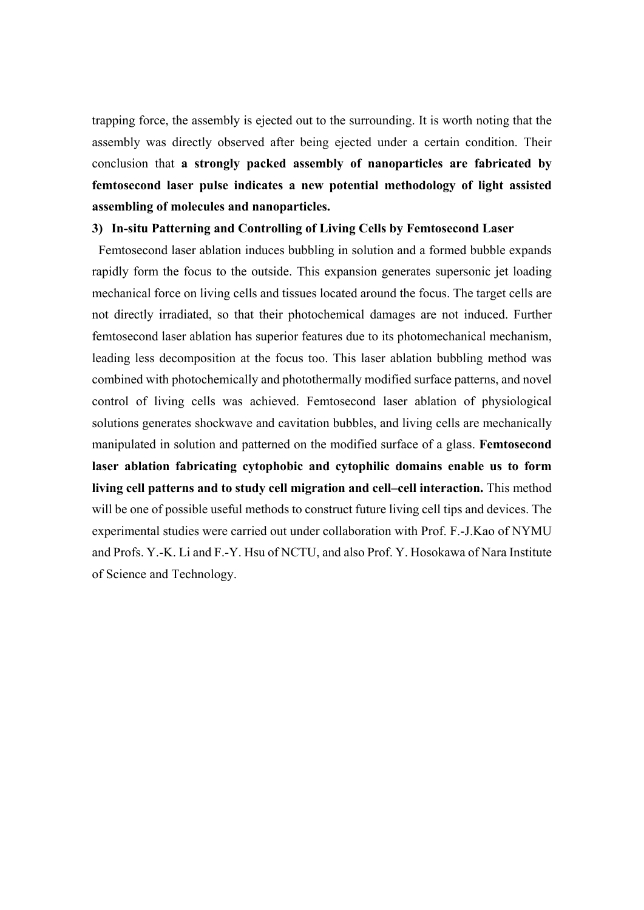trapping force, the assembly is ejected out to the surrounding. It is worth noting that the assembly was directly observed after being ejected under a certain condition. Their conclusion that **a strongly packed assembly of nanoparticles are fabricated by femtosecond laser pulse indicates a new potential methodology of light assisted assembling of molecules and nanoparticles.**

### 3) In-situ Patterning and Controlling of Living Cells by Femtosecond Laser

Femtosecond laser ablation induces bubbling in solution and a formed bubble expands rapidly form the focus to the outside. This expansion generates supersonic jet loading mechanical force on living cells and tissues located around the focus. The target cells are not directly irradiated, so that their photochemical damages are not induced. Further femtosecond laser ablation has superior features due to its photomechanical mechanism, leading less decomposition at the focus too. This laser ablation bubbling method was combined with photochemically and photothermally modified surface patterns, and novel control of living cells was achieved. Femtosecond laser ablation of physiological solutions generates shockwave and cavitation bubbles, and living cells are mechanically manipulated in solution and patterned on the modified surface of a glass. **Femtosecond laser ablation fabricating cytophobic and cytophilic domains enable us to form living cell patterns and to study cell migration and cell–cell interaction.** This method will be one of possible useful methods to construct future living cell tips and devices. The experimental studies were carried out under collaboration with Prof. F.-J.Kao of NYMU and Profs. Y.-K. Li and F.-Y. Hsu of NCTU, and also Prof. Y. Hosokawa of Nara Institute of Science and Technology.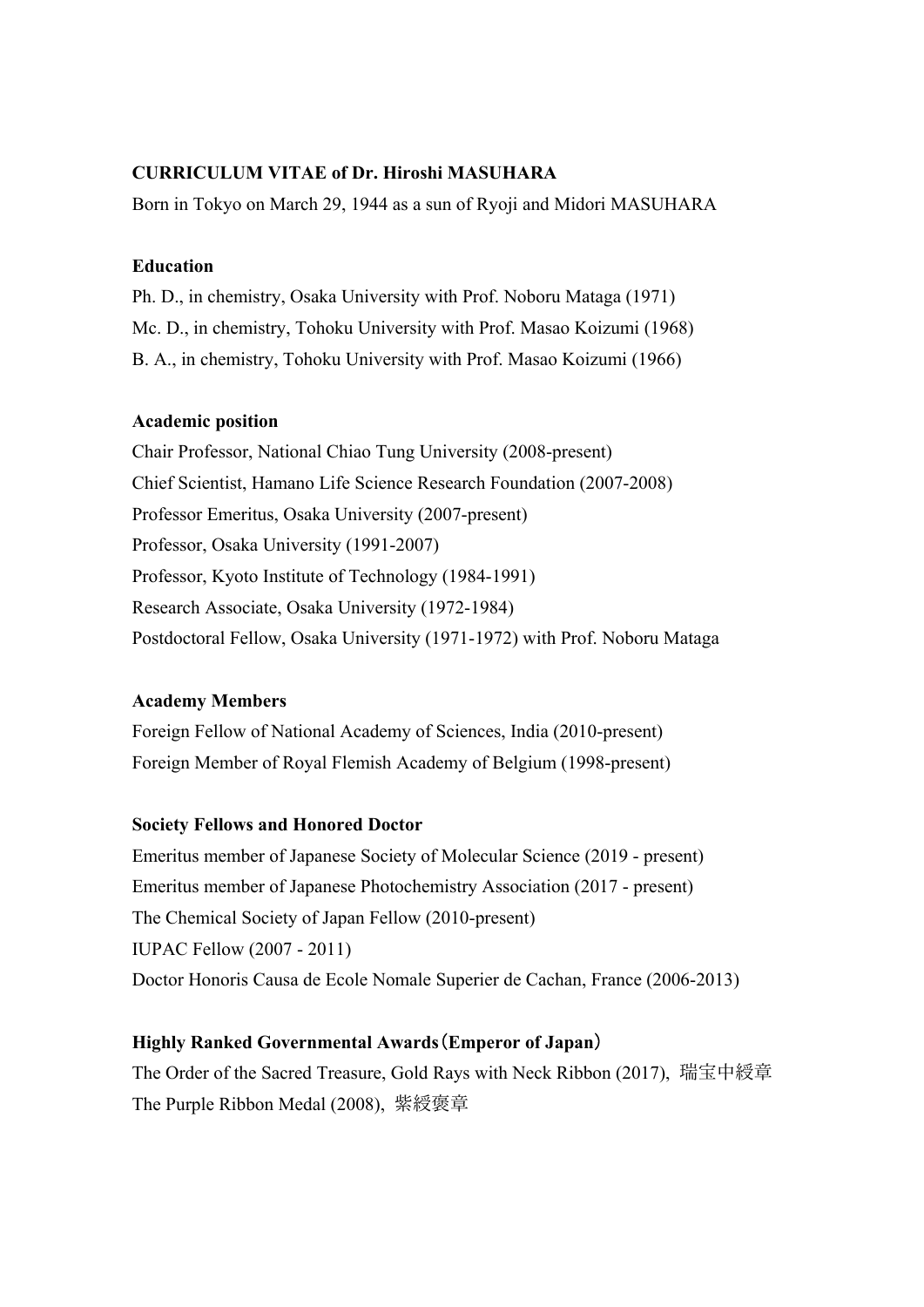**CURRICULUM VITAE of Dr. Hiroshi MASUHARA**

Born in Tokyo on March 29, 1944 as a sun of Ryoji and Midori MASUHARA

**Education**

Ph. D., in chemistry, Osaka University with Prof. Noboru Mataga (1971)

Mc. D., in chemistry, Tohoku University with Prof. Masao Koizumi (1968)

B. A., in chemistry, Tohoku University with Prof. Masao Koizumi (1966)

**Academic position**

Chair Professor, National Chiao Tung University (2008-present)

Chief Scientist, Hamano Life Science Research Foundation (2007-2008)

Professor Emeritus, Osaka University (2007-present)

Professor, Osaka University (1991-2007)

Professor, Kyoto Institute of Technology (1984-1991)

Research Associate, Osaka University (1972-1984)

Postdoctoral Fellow, Osaka University (1971-1972) with Prof. Noboru Mataga

**Academy Members**

Foreign Fellow of National Academy of Sciences, India (2010-present)

Foreign Member of Royal Flemish Academy of Belgium (1998-present)

**Society Fellows and Honored Doctor**

Emeritus member of Japanese Society of Molecular Science (2019 - present)

Emeritus member of Japanese Photochemistry Association (2017 - present)

The Chemical Society of Japan Fellow (2010-present)

IUPAC Fellow (2007 - 2011)

Doctor Honoris Causa de Ecole Nomale Superier de Cachan, France (2006-2013)

**Highly Ranked Governmental Awards（Emperor of Japan）**

The Order of the Sacred Treasure, Gold Rays with Neck Ribbon (2017), 瑞宝中綬章

The Purple Ribbon Medal (2008), 紫綬褒章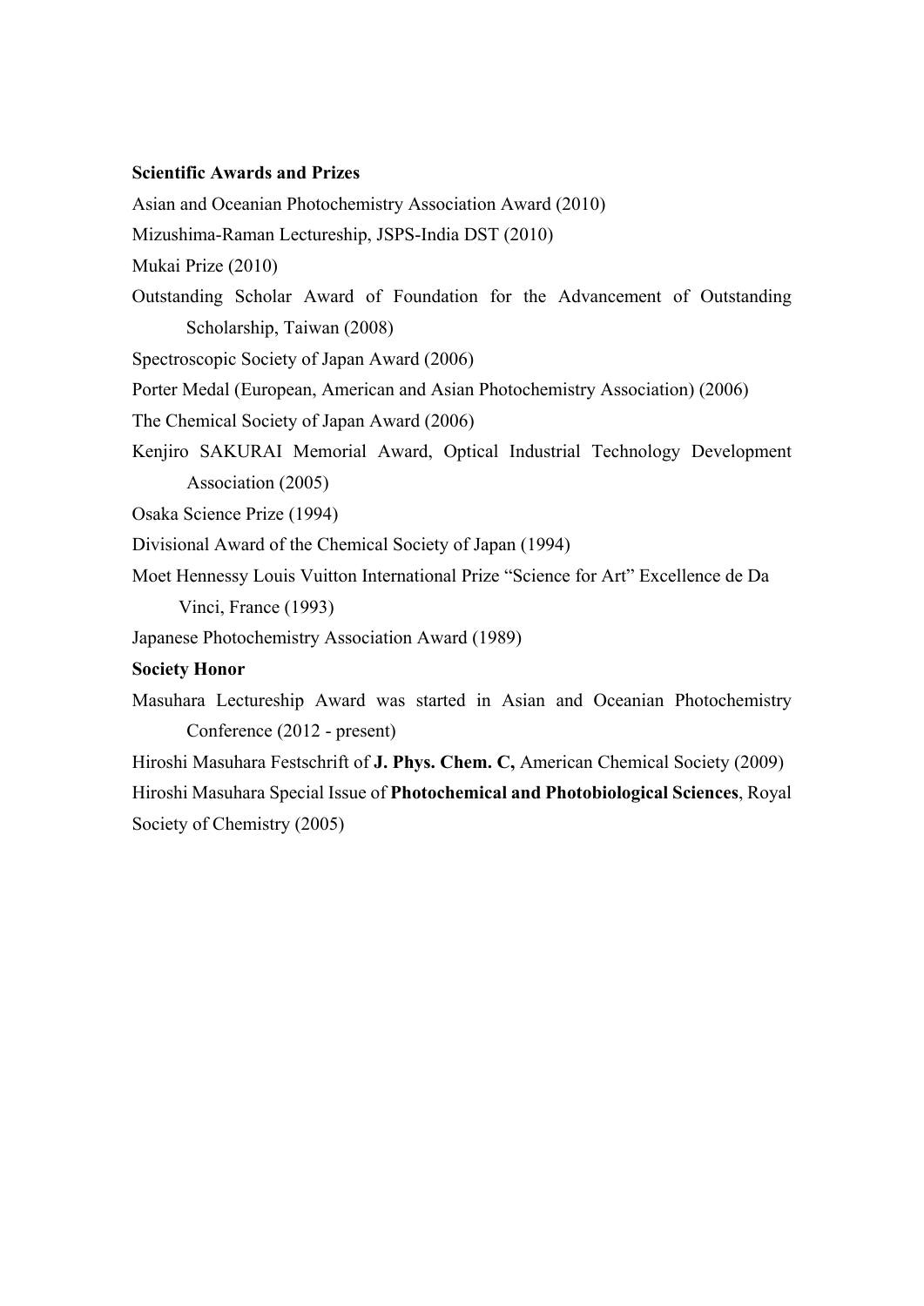**Scientific Awards and Prizes**

Asian and Oceanian Photochemistry Association Award (2010)

Mizushima-Raman Lectureship, JSPS-India DST (2010)

Mukai Prize (2010)

Outstanding Scholar Award of Foundation for the Advancement of Outstanding Scholarship, Taiwan (2008)

Spectroscopic Society of Japan Award (2006)

Porter Medal (European, American and Asian Photochemistry Association) (2006)

The Chemical Society of Japan Award (2006)

Kenjiro SAKURAI Memorial Award, Optical Industrial Technology Development Association (2005)

Osaka Science Prize (1994)

Divisional Award of the Chemical Society of Japan (1994)

Moet Hennessy Louis Vuitton International Prize "Science for Art" Excellence de Da Vinci, France (1993)

Japanese Photochemistry Association Award (1989)

**Society Honor**

Masuhara Lectureship Award was started in Asian and Oceanian Photochemistry Conference (2012 - present)

Hiroshi Masuhara Festschrift of **J. Phys. Chem. C,** American Chemical Society (2009)

Hiroshi Masuhara Special Issue of **Photochemical and Photobiological Sciences**, Royal Society of Chemistry (2005)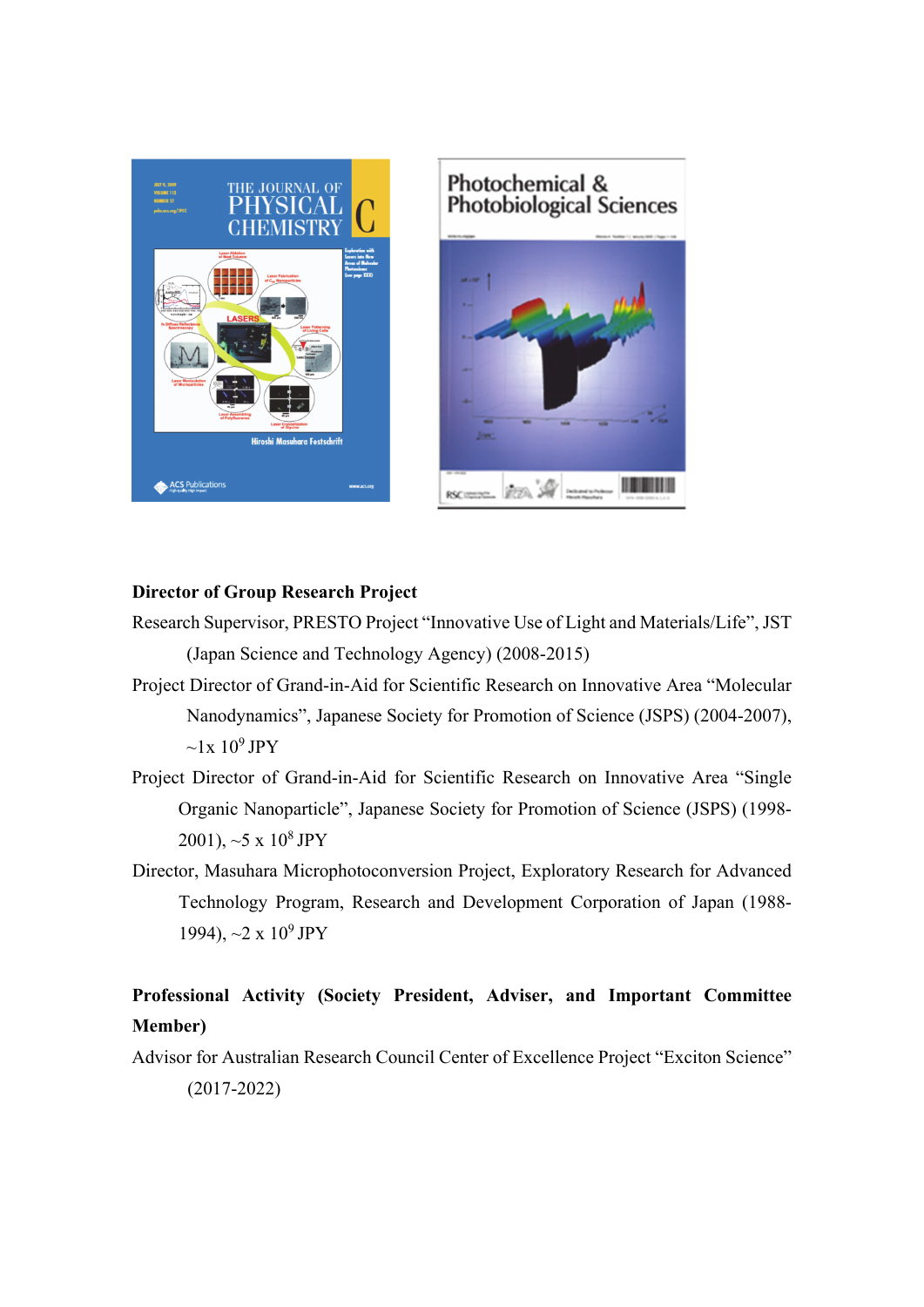**Director of Group Research Project**

Research Supervisor, PRESTO Project “Innovative Use of Light and Materials/Life”, JST (Japan Science and Technology Agency) (2008-2015)

Project Director of Grand-in-Aid for Scientific Research on Innovative Area “Molecular Nanodynamics”, Japanese Society for Promotion of Science (JSPS) (2004-2007), ~1x $10^9$ JPY

Project Director of Grand-in-Aid for Scientific Research on Innovative Area “Single Organic Nanoparticle”, Japanese Society for Promotion of Science (JSPS) (1998-2001), ~5 x $10^8$ JPY

Director, Masuhara Microphotoconversion Project, Exploratory Research for Advanced Technology Program, Research and Development Corporation of Japan (1988-1994), ~2 x $10^9$ JPY

**Professional Activity (Society President, Adviser, and Important Committee Member)**

Advisor for Australian Research Council Center of Excellence Project “Exciton Science” (2017-2022)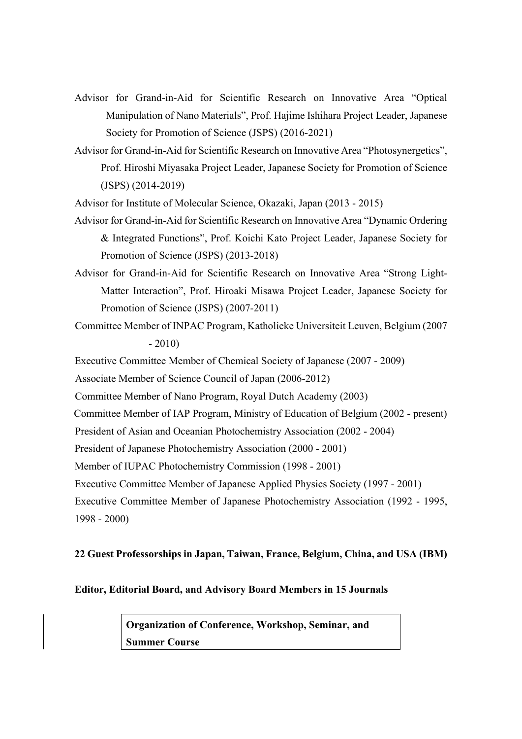Advisor for Grand-in-Aid for Scientific Research on Innovative Area "Optical Manipulation of Nano Materials", Prof. Hajime Ishihara Project Leader, Japanese Society for Promotion of Science (JSPS) (2016-2021)

Advisor for Grand-in-Aid for Scientific Research on Innovative Area "Photosynergetics", Prof. Hiroshi Miyasaka Project Leader, Japanese Society for Promotion of Science (JSPS) (2014-2019)

Advisor for Institute of Molecular Science, Okazaki, Japan (2013 - 2015)

Advisor for Grand-in-Aid for Scientific Research on Innovative Area "Dynamic Ordering & Integrated Functions", Prof. Koichi Kato Project Leader, Japanese Society for Promotion of Science (JSPS) (2013-2018)

Advisor for Grand-in-Aid for Scientific Research on Innovative Area "Strong Light-Matter Interaction", Prof. Hiroaki Misawa Project Leader, Japanese Society for Promotion of Science (JSPS) (2007-2011)

Committee Member of INPAC Program, Katholieke Universiteit Leuven, Belgium (2007 - 2010)

Executive Committee Member of Chemical Society of Japanese (2007 - 2009)

Associate Member of Science Council of Japan (2006-2012)

Committee Member of Nano Program, Royal Dutch Academy (2003)

Committee Member of IAP Program, Ministry of Education of Belgium (2002 - present)

President of Asian and Oceanian Photochemistry Association (2002 - 2004)

President of Japanese Photochemistry Association (2000 - 2001)

Member of IUPAC Photochemistry Commission (1998 - 2001)

Executive Committee Member of Japanese Applied Physics Society (1997 - 2001)

Executive Committee Member of Japanese Photochemistry Association (1992 - 1995, 1998 - 2000)

**22 Guest Professorships in Japan, Taiwan, France, Belgium, China, and USA (IBM)**

**Editor, Editorial Board, and Advisory Board Members in 15 Journals**

**Organization of Conference, Workshop, Seminar, and Summer Course**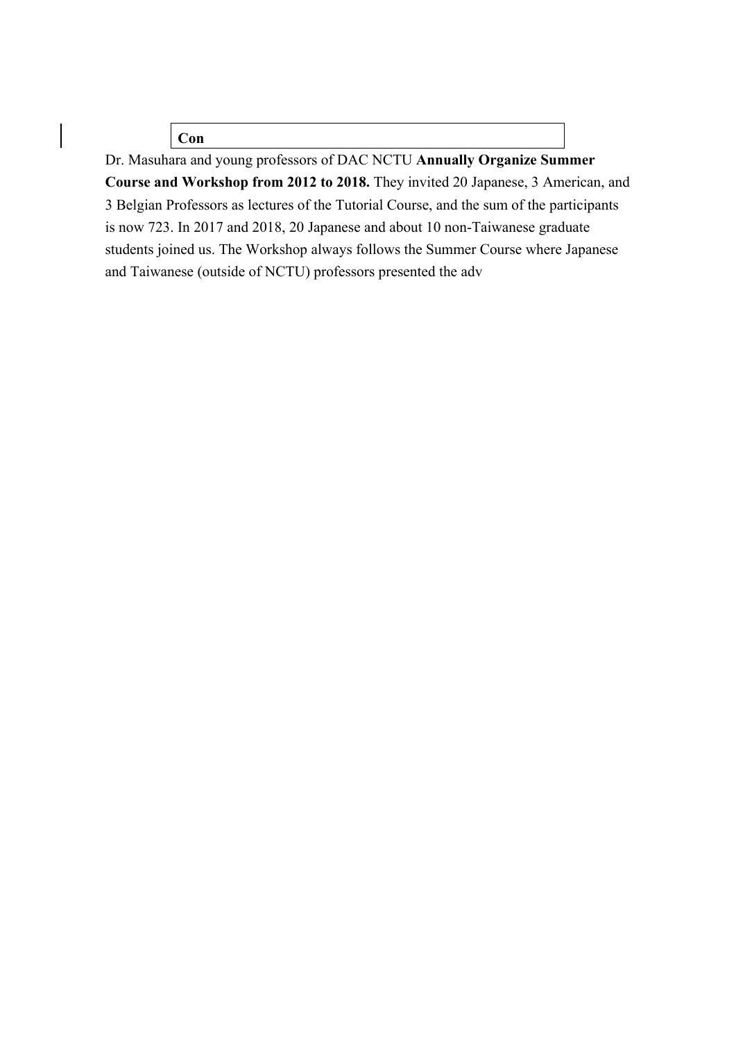**Con**

Dr. Masuhara and young professors of DAC NCTU **Annually Organize Summer Course and Workshop from 2012 to 2018.** They invited 20 Japanese, 3 American, and 3 Belgian Professors as lectures of the Tutorial Course, and the sum of the participants is now 723. In 2017 and 2018, 20 Japanese and about 10 non-Taiwanese graduate students joined us. The Workshop always follows the Summer Course where Japanese and Taiwanese (outside of NCTU) professors presented the adv